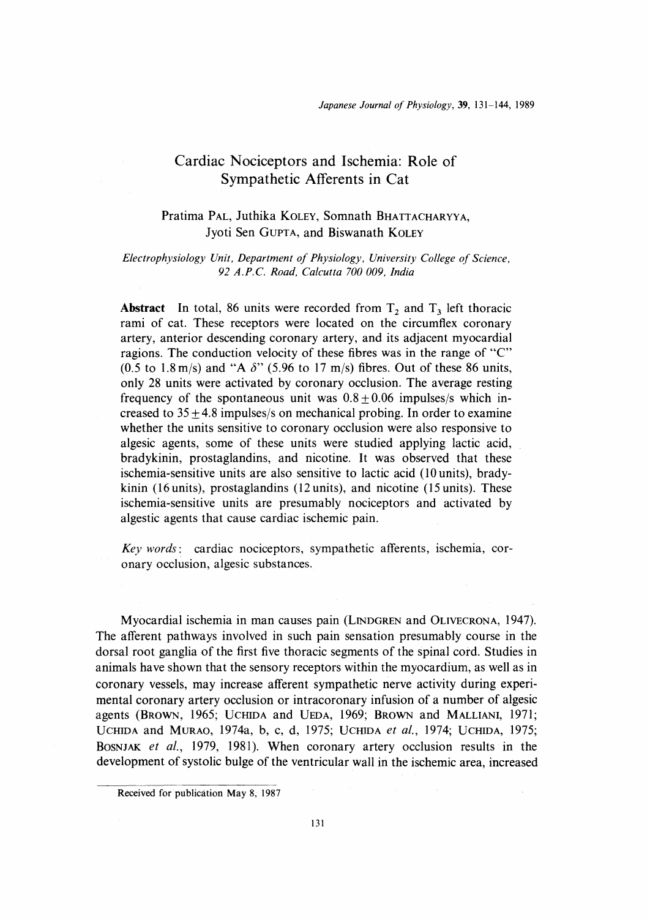# Cardiac Nociceptors and Ischemia: Role of Sympathetic Afferents in Cat

Pratima PAL, Juthika KOLEY, Somnath BHATTACHARYYA, Jyoti Sen GUPTA, and Biswanath KOLEY

*Electrophysiology Unit, Department of Physiology, University College of Science, 92 A.P.C. Road, Calcutta 700 009, India*

**Abstract** In total, 86 units were recorded from $T_2$ and $T_3$ left thoracic rami of cat. These receptors were located on the circumflex coronary artery, anterior descending coronary artery, and its adjacent myocardial ragions. The conduction velocity of these fibres was in the range of "C" (0.5 to 1.8 m/s) and "A $\delta$" (5.96 to 17 m/s) fibres. Out of these 86 units, only 28 units were activated by coronary occlusion. The average resting frequency of the spontaneous unit was $0.8 \pm 0.06$ impulses/s which increased to $35 \pm 4.8$ impulses/s on mechanical probing. In order to examine whether the units sensitive to coronary occlusion were also responsive to algesic agents, some of these units were studied applying lactic acid, bradykinin, prostaglandins, and nicotine. It was observed that these ischemia-sensitive units are also sensitive to lactic acid (10 units), bradykinin (16 units), prostaglandins (12 units), and nicotine (15 units). These ischemia-sensitive units are presumably nociceptors and activated by algestic agents that cause cardiac ischemic pain.

*Key words*: cardiac nociceptors, sympathetic afferents, ischemia, coronary occlusion, algesic substances.

Myocardial ischemia in man causes pain (LINDGREN and OLIVECRONA, 1947). The afferent pathways involved in such pain sensation presumably course in the dorsal root ganglia of the first five thoracic segments of the spinal cord. Studies in animals have shown that the sensory receptors within the myocardium, as well as in coronary vessels, may increase afferent sympathetic nerve activity during experimental coronary artery occlusion or intracoronary infusion of a number of algesic agents (BROWN, 1965; UCHIDA and UEDA, 1969; BROWN and MALLIANI, 1971; UCHIDA and MURAO, 1974a, b, c, d, 1975; UCHIDA *et al.*, 1974; UCHIDA, 1975; BOSNJAK *et al.*, 1979, 1981). When coronary artery occlusion results in the development of systolic bulge of the ventricular wall in the ischemic area, increased

Received for publication May 8, 1987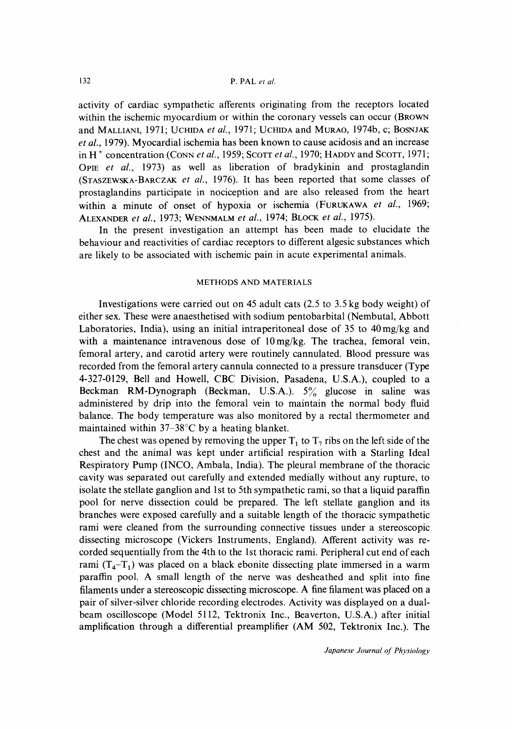activity of cardiac sympathetic afferents originating from the receptors located within the ischemic myocardium or within the coronary vessels can occur (BROWN and MALLIANI, 1971; UCHIDA *et al.*, 1971; UCHIDA and MURAO, 1974b, c; BOSNJAK *et al.*, 1979). Myocardial ischemia has been known to cause acidosis and an increase in $H^+$ concentration (CONN *et al.*, 1959; SCOTT *et al.*, 1970; HADDY and SCOTT, 1971; OPIE *et al.*, 1973) as well as liberation of bradykinin and prostaglandin (STASZEWSKA-BARCZAK *et al.*, 1976). It has been reported that some classes of prostaglandins participate in nociception and are also released from the heart within a minute of onset of hypoxia or ischemia (FURUKAWA *et al.*, 1969; ALEXANDER *et al.*, 1973; WENNMALM *et al.*, 1974; BLOCK *et al.*, 1975).

In the present investigation an attempt has been made to elucidate the behaviour and reactivities of cardiac receptors to different algesic substances which are likely to be associated with ischemic pain in acute experimental animals.

## METHODS AND MATERIALS

Investigations were carried out on 45 adult cats (2.5 to 3.5 kg body weight) of either sex. These were anaesthetised with sodium pentobarbital (Nembutal, Abbott Laboratories, India), using an initial intraperitoneal dose of 35 to 40 mg/kg and with a maintenance intravenous dose of 10 mg/kg. The trachea, femoral vein, femoral artery, and carotid artery were routinely cannulated. Blood pressure was recorded from the femoral artery cannula connected to a pressure transducer (Type 4-327-0129, Bell and Howell, CBC Division, Pasadena, U.S.A.), coupled to a Beckman RM-Dynograph (Beckman, U.S.A.). 5% glucose in saline was administered by drip into the femoral vein to maintain the normal body fluid balance. The body temperature was also monitored by a rectal thermometer and maintained within 37–38°C by a heating blanket.

The chest was opened by removing the upper $T_1$ to $T_7$ ribs on the left side of the chest and the animal was kept under artificial respiration with a Starling Ideal Respiratory Pump (INCO, Ambala, India). The pleural membrane of the thoracic cavity was separated out carefully and extended medially without any rupture, to isolate the stellate ganglion and 1st to 5th sympathetic rami, so that a liquid paraffin pool for nerve dissection could be prepared. The left stellate ganglion and its branches were exposed carefully and a suitable length of the thoracic sympathetic rami were cleaned from the surrounding connective tissues under a stereoscopic dissecting microscope (Vickers Instruments, England). Afferent activity was recorded sequentially from the 4th to the 1st thoracic rami. Peripheral cut end of each rami ($T_4$–$T_1$) was placed on a black ebonite dissecting plate immersed in a warm paraffin pool. A small length of the nerve was desheathed and split into fine filaments under a stereoscopic dissecting microscope. A fine filament was placed on a pair of silver-silver chloride recording electrodes. Activity was displayed on a dual-beam oscilloscope (Model 5112, Tektronix Inc., Beaverton, U.S.A.) after initial amplification through a differential preamplifier (AM 502, Tektronix Inc.). The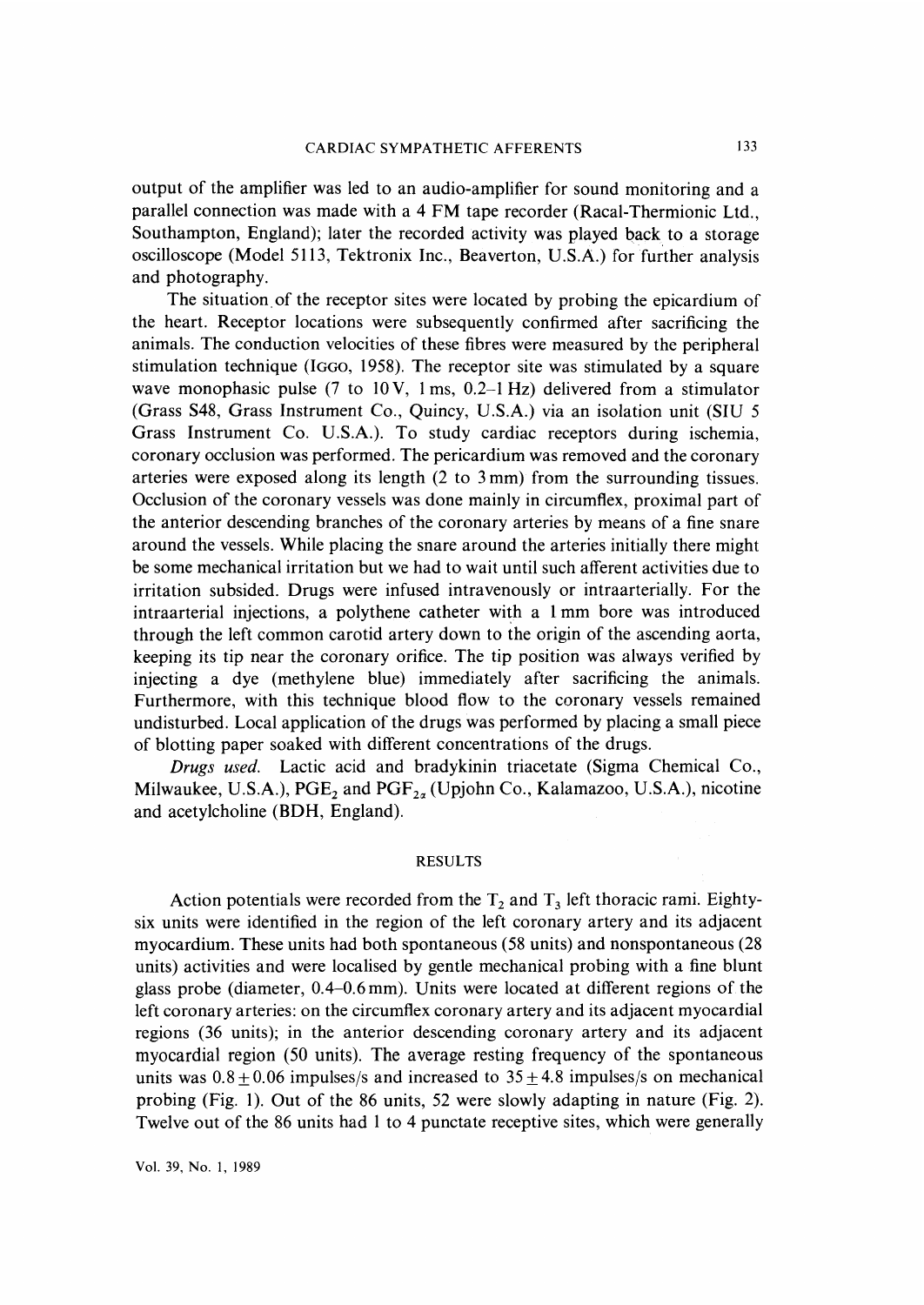output of the amplifier was led to an audio-amplifier for sound monitoring and a parallel connection was made with a 4 FM tape recorder (Racal-Thermionic Ltd., Southampton, England); later the recorded activity was played back to a storage oscilloscope (Model 5113, Tektronix Inc., Beaverton, U.S.A.) for further analysis and photography.

The situation of the receptor sites were located by probing the epicardium of the heart. Receptor locations were subsequently confirmed after sacrificing the animals. The conduction velocities of these fibres were measured by the peripheral stimulation technique (IGGO, 1958). The receptor site was stimulated by a square wave monophasic pulse (7 to 10 V, 1 ms, 0.2–1 Hz) delivered from a stimulator (Grass S48, Grass Instrument Co., Quincy, U.S.A.) via an isolation unit (SIU 5 Grass Instrument Co. U.S.A.). To study cardiac receptors during ischemia, coronary occlusion was performed. The pericardium was removed and the coronary arteries were exposed along its length (2 to 3 mm) from the surrounding tissues. Occlusion of the coronary vessels was done mainly in circumflex, proximal part of the anterior descending branches of the coronary arteries by means of a fine snare around the vessels. While placing the snare around the arteries initially there might be some mechanical irritation but we had to wait until such afferent activities due to irritation subsided. Drugs were infused intravenously or intraarterially. For the intraarterial injections, a polythene catheter with a 1 mm bore was introduced through the left common carotid artery down to the origin of the ascending aorta, keeping its tip near the coronary orifice. The tip position was always verified by injecting a dye (methylene blue) immediately after sacrificing the animals. Furthermore, with this technique blood flow to the coronary vessels remained undisturbed. Local application of the drugs was performed by placing a small piece of blotting paper soaked with different concentrations of the drugs.

*Drugs used.* Lactic acid and bradykinin triacetate (Sigma Chemical Co., Milwaukee, U.S.A.), $PGE_2$ and $PGF_{2\alpha}$ (Upjohn Co., Kalamazoo, U.S.A.), nicotine and acetylcholine (BDH, England).

## RESULTS

Action potentials were recorded from the $T_2$ and $T_3$ left thoracic rami. Eighty-six units were identified in the region of the left coronary artery and its adjacent myocardium. These units had both spontaneous (58 units) and nonspontaneous (28 units) activities and were localised by gentle mechanical probing with a fine blunt glass probe (diameter, 0.4–0.6 mm). Units were located at different regions of the left coronary arteries: on the circumflex coronary artery and its adjacent myocardial regions (36 units); in the anterior descending coronary artery and its adjacent myocardial region (50 units). The average resting frequency of the spontaneous units was $0.8 \pm 0.06$ impulses/s and increased to $35 \pm 4.8$ impulses/s on mechanical probing (Fig. 1). Out of the 86 units, 52 were slowly adapting in nature (Fig. 2). Twelve out of the 86 units had 1 to 4 punctate receptive sites, which were generally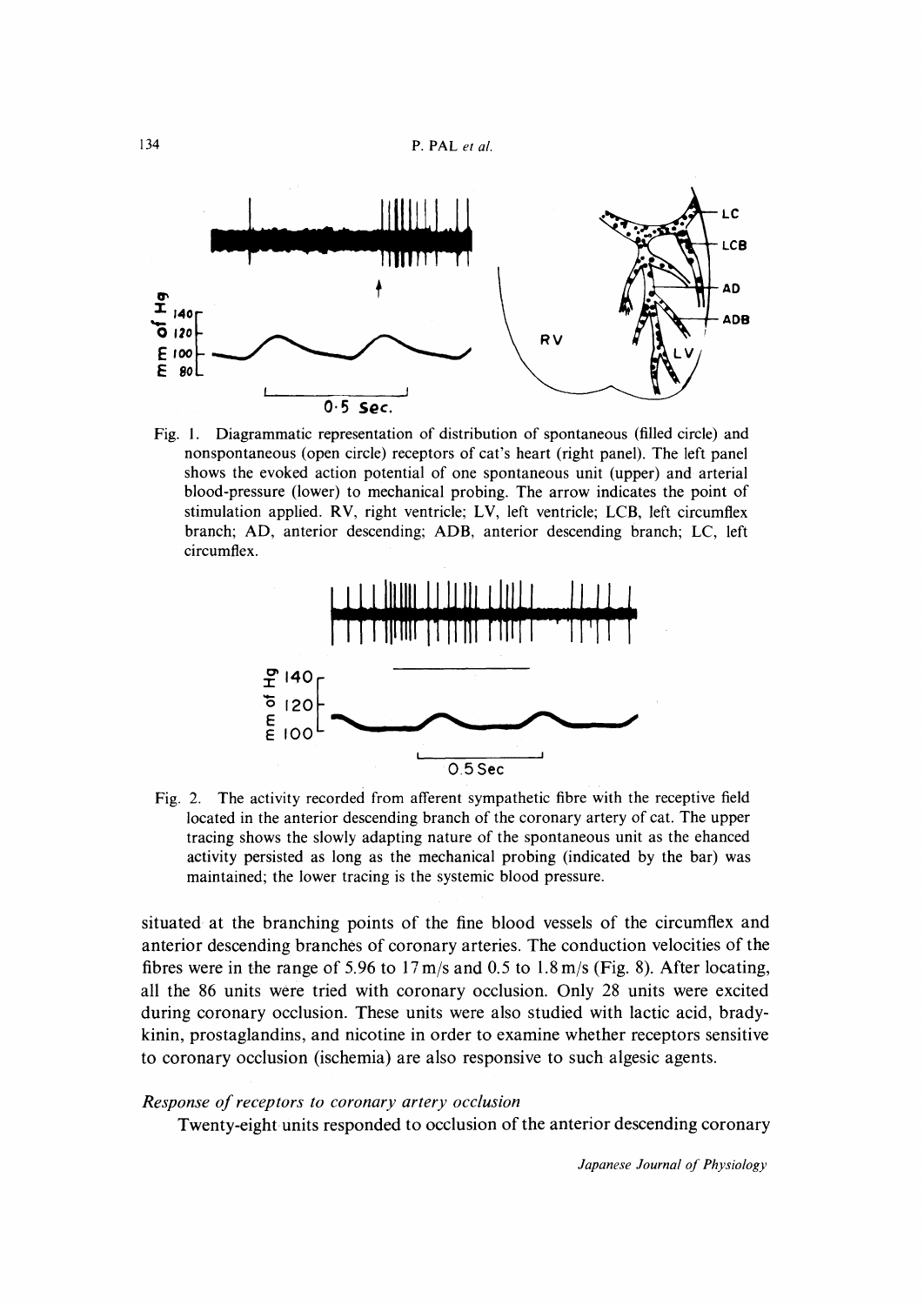Fig. 1. Diagrammatic representation of distribution of spontaneous (filled circle) and nonspontaneous (open circle) receptors of cat's heart (right panel). The left panel shows the evoked action potential of one spontaneous unit (upper) and arterial blood-pressure (lower) to mechanical probing. The arrow indicates the point of stimulation applied. RV, right ventricle; LV, left ventricle; LCB, left circumflex branch; AD, anterior descending; ADB, anterior descending branch; LC, left circumflex.

Fig. 2. The activity recorded from afferent sympathetic fibre with the receptive field located in the anterior descending branch of the coronary artery of cat. The upper tracing shows the slowly adapting nature of the spontaneous unit as the ehanced activity persisted as long as the mechanical probing (indicated by the bar) was maintained; the lower tracing is the systemic blood pressure.

situated at the branching points of the fine blood vessels of the circumflex and anterior descending branches of coronary arteries. The conduction velocities of the fibres were in the range of 5.96 to 17 m/s and 0.5 to 1.8 m/s (Fig. 8). After locating, all the 86 units were tried with coronary occlusion. Only 28 units were excited during coronary occlusion. These units were also studied with lactic acid, bradykinin, prostaglandins, and nicotine in order to examine whether receptors sensitive to coronary occlusion (ischemia) are also responsive to such algesic agents.

### *Response of receptors to coronary artery occlusion*

Twenty-eight units responded to occlusion of the anterior descending coronary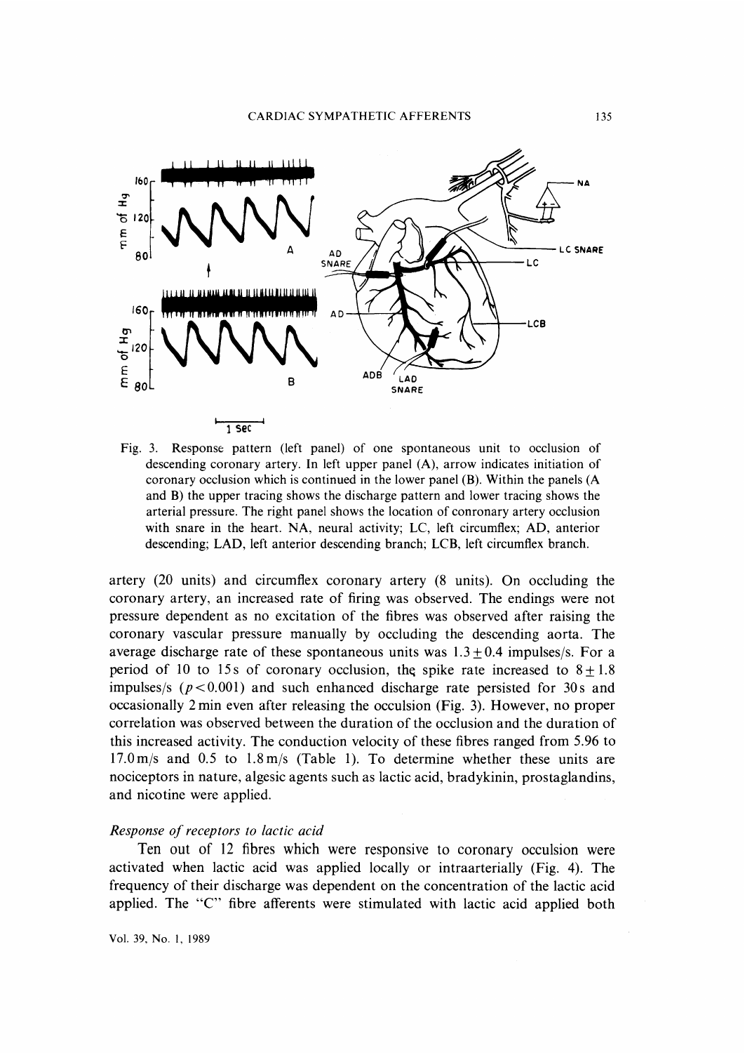Fig. 3. Response pattern (left panel) of one spontaneous unit to occlusion of descending coronary artery. In left upper panel (A), arrow indicates initiation of coronary occlusion which is continued in the lower panel (B). Within the panels (A and B) the upper tracing shows the discharge pattern and lower tracing shows the arterial pressure. The right panel shows the location of conronary artery occlusion with snare in the heart. NA, neural activity; LC, left circumflex; AD, anterior descending; LAD, left anterior descending branch; LCB, left circumflex branch.

artery (20 units) and circumflex coronary artery (8 units). On occluding the coronary artery, an increased rate of firing was observed. The endings were not pressure dependent as no excitation of the fibres was observed after raising the coronary vascular pressure manually by occluding the descending aorta. The average discharge rate of these spontaneous units was $1.3 \pm 0.4$ impulses/s. For a period of 10 to 15 s of coronary occlusion, the spike rate increased to $8 \pm 1.8$ impulses/s ($p < 0.001$) and such enhanced discharge rate persisted for 30 s and occasionally 2 min even after releasing the occulsion (Fig. 3). However, no proper correlation was observed between the duration of the occlusion and the duration of this increased activity. The conduction velocity of these fibres ranged from 5.96 to 17.0 m/s and 0.5 to 1.8 m/s (Table 1). To determine whether these units are nociceptors in nature, algesic agents such as lactic acid, bradykinin, prostaglandins, and nicotine were applied.

### *Response of receptors to lactic acid*

Ten out of 12 fibres which were responsive to coronary occulsion were activated when lactic acid was applied locally or intraarterially (Fig. 4). The frequency of their discharge was dependent on the concentration of the lactic acid applied. The "C" fibre afferents were stimulated with lactic acid applied both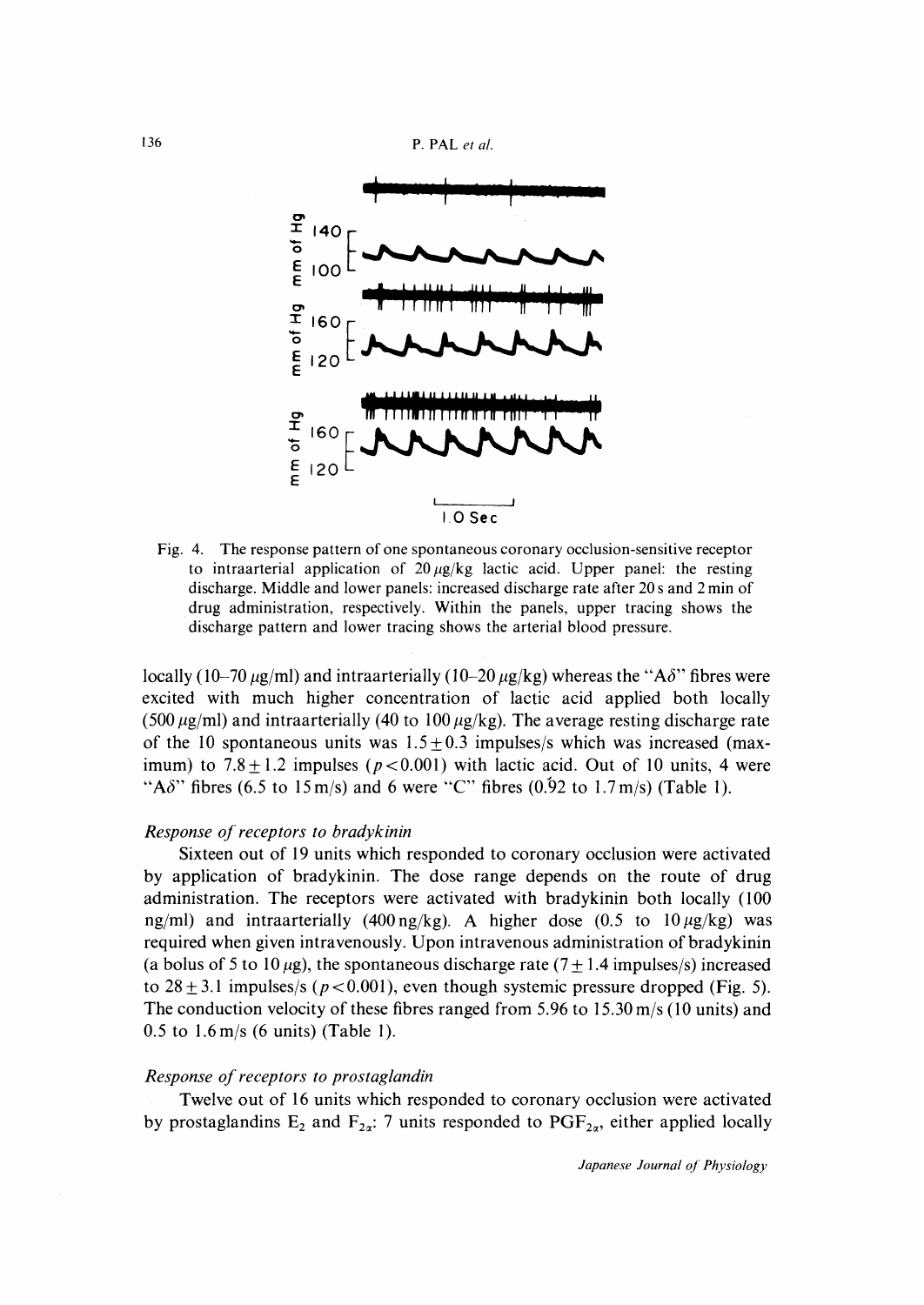Fig. 4. The response pattern of one spontaneous coronary occlusion-sensitive receptor to intraarterial application of 20 $\mu$g/kg lactic acid. Upper panel: the resting discharge. Middle and lower panels: increased discharge rate after 20 s and 2 min of drug administration, respectively. Within the panels, upper tracing shows the discharge pattern and lower tracing shows the arterial blood pressure.

locally (10–70 $\mu$g/ml) and intraarterially (10–20 $\mu$g/kg) whereas the "A$\delta$" fibres were excited with much higher concentration of lactic acid applied both locally (500 $\mu$g/ml) and intraarterially (40 to 100 $\mu$g/kg). The average resting discharge rate of the 10 spontaneous units was $1.5 \pm 0.3$ impulses/s which was increased (maximum) to $7.8 \pm 1.2$ impulses ($p < 0.001$) with lactic acid. Out of 10 units, 4 were "A$\delta$" fibres (6.5 to 15 m/s) and 6 were "C" fibres (0.92 to 1.7 m/s) (Table 1).

### *Response of receptors to bradykinin*

Sixteen out of 19 units which responded to coronary occlusion were activated by application of bradykinin. The dose range depends on the route of drug administration. The receptors were activated with bradykinin both locally (100 ng/ml) and intraarterially (400 ng/kg). A higher dose (0.5 to 10 $\mu$g/kg) was required when given intravenously. Upon intravenous administration of bradykinin (a bolus of 5 to 10 $\mu$g), the spontaneous discharge rate ($7 \pm 1.4$ impulses/s) increased to $28 \pm 3.1$ impulses/s ($p < 0.001$), even though systemic pressure dropped (Fig. 5). The conduction velocity of these fibres ranged from 5.96 to 15.30 m/s (10 units) and 0.5 to 1.6 m/s (6 units) (Table 1).

### *Response of receptors to prostaglandin*

Twelve out of 16 units which responded to coronary occlusion were activated by prostaglandins $E_2$ and $F_{2\alpha}$: 7 units responded to $PGF_{2\alpha}$, either applied locally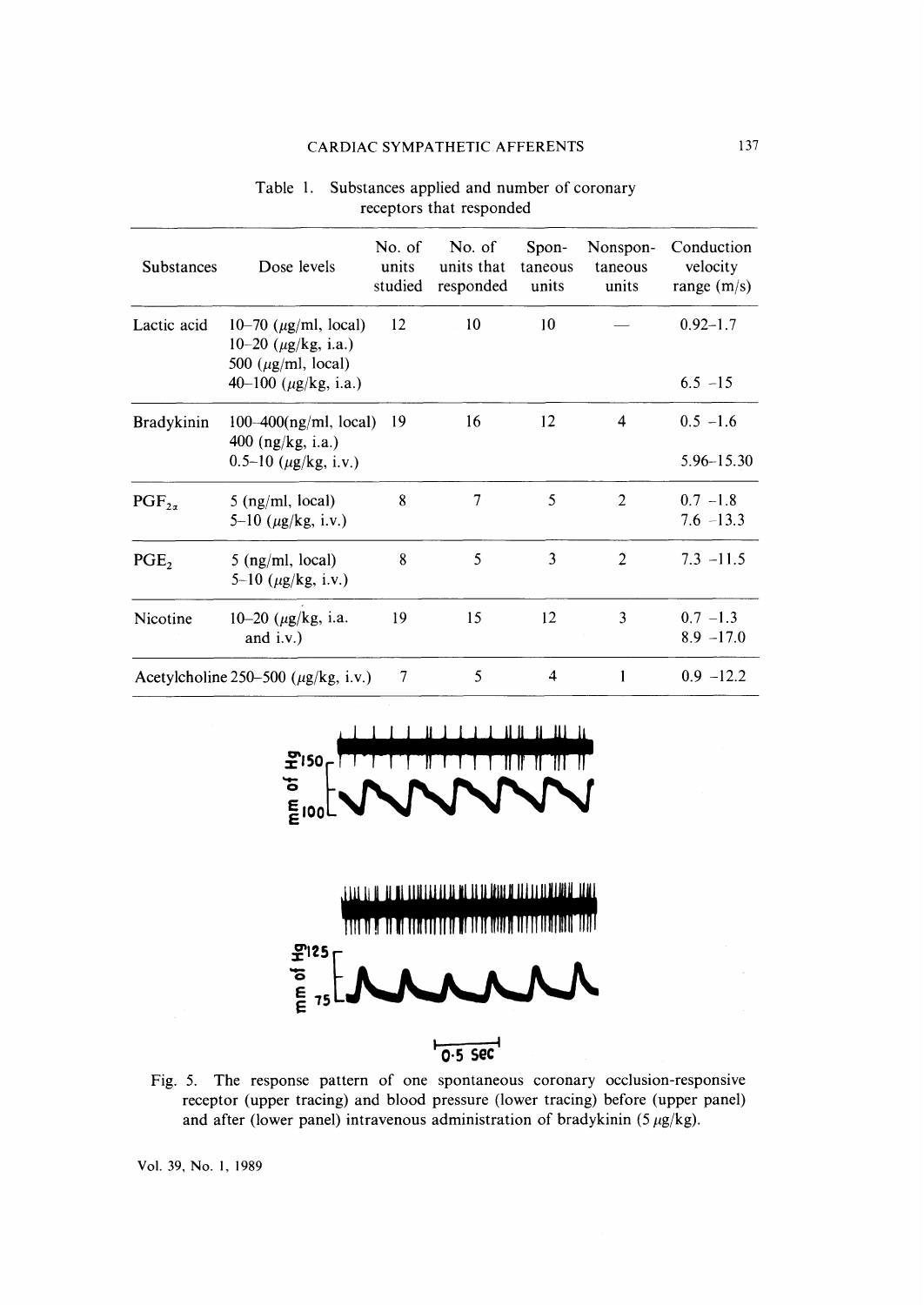Table 1. Substances applied and number of coronary receptors that responded

| Substances | Dose levels | No. of units studied | No. of units that responded | Spontaneous units | Nonspontaneous units | Conduction velocity range (m/s) |
|---|---|---|---|---|---|---|
| Lactic acid | 10–70 (μg/ml, local) 10–20 (μg/kg, i.a.) 500 (μg/ml, local) | 12 | 10 | 10 | — | 0.92–1.7 |
| | 40–100 (μg/kg, i.a.) | | | | | 6.5 –15 |
| Bradykinin | 100–400(ng/ml, local) 400 (ng/kg, i.a.) | 19 | 16 | 12 | 4 | 0.5 –1.6 |
| | 0.5–10 (μg/kg, i.v.) | | | | | 5.96–15.30 |
| $PGF_{2\alpha}$ | 5 (ng/ml, local) 5–10 (μg/kg, i.v.) | 8 | 7 | 5 | 2 | 0.7 –1.8 7.6 –13.3 |
| $PGE_2$ | 5 (ng/ml, local) 5–10 (μg/kg, i.v.) | 8 | 5 | 3 | 2 | 7.3 –11.5 |
| Nicotine | 10–20 (μg/kg, i.a. and i.v.) | 19 | 15 | 12 | 3 | 0.7 –1.3 8.9 –17.0 |
| Acetylcholine | 250–500 (μg/kg, i.v.) | 7 | 5 | 4 | 1 | 0.9 –12.2 |

Fig. 5. The response pattern of one spontaneous coronary occlusion-responsive receptor (upper tracing) and blood pressure (lower tracing) before (upper panel) and after (lower panel) intravenous administration of bradykinin (5 μg/kg).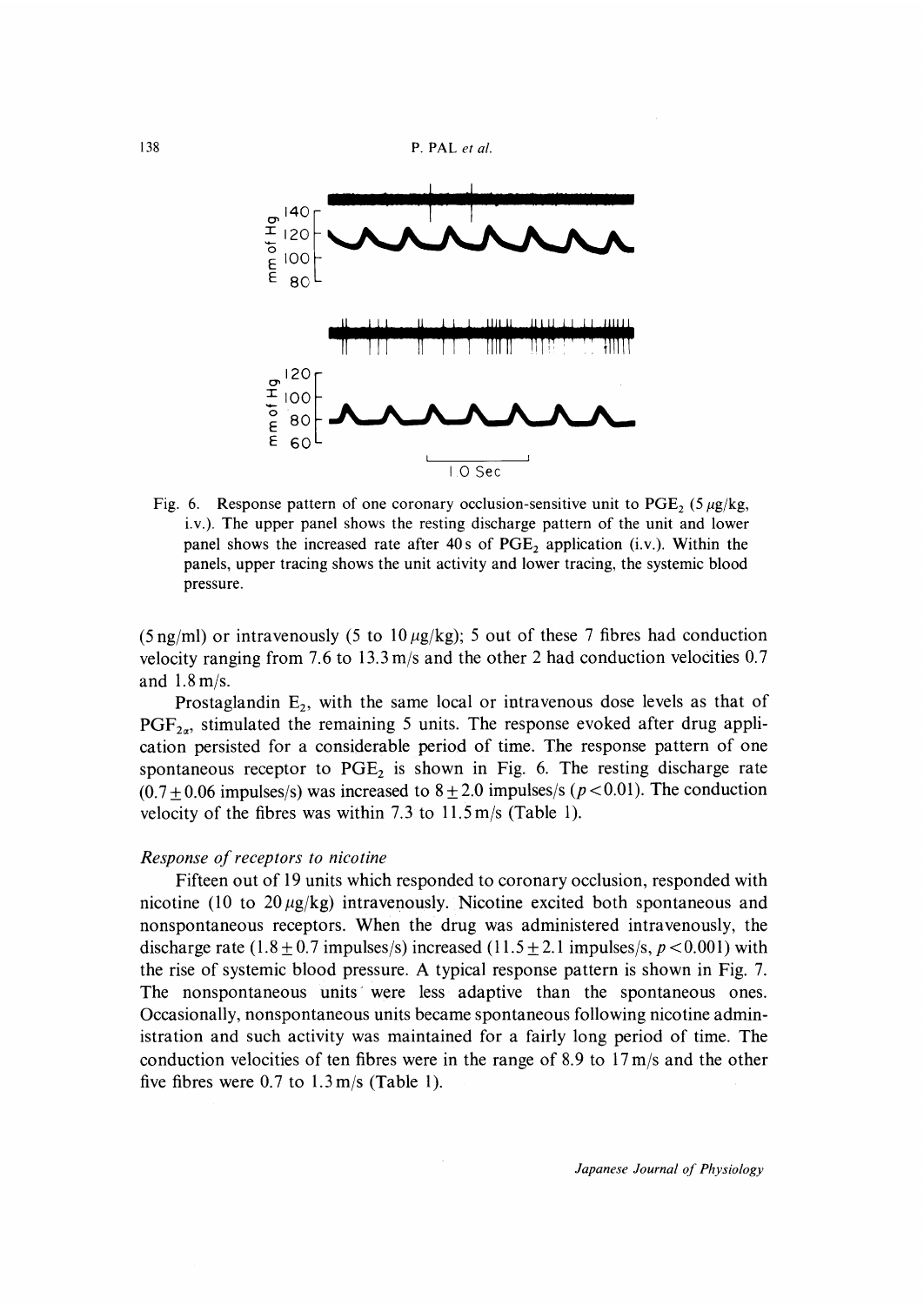Fig. 6. Response pattern of one coronary occlusion-sensitive unit to $PGE_2$ (5 $\mu$g/kg, i.v.). The upper panel shows the resting discharge pattern of the unit and lower panel shows the increased rate after 40 s of $PGE_2$ application (i.v.). Within the panels, upper tracing shows the unit activity and lower tracing, the systemic blood pressure.

(5 ng/ml) or intravenously (5 to 10 $\mu$g/kg); 5 out of these 7 fibres had conduction velocity ranging from 7.6 to 13.3 m/s and the other 2 had conduction velocities 0.7 and 1.8 m/s.

Prostaglandin $E_2$, with the same local or intravenous dose levels as that of $PGF_{2\alpha}$, stimulated the remaining 5 units. The response evoked after drug application persisted for a considerable period of time. The response pattern of one spontaneous receptor to $PGE_2$ is shown in Fig. 6. The resting discharge rate ($0.7 \pm 0.06$ impulses/s) was increased to $8 \pm 2.0$ impulses/s ($p < 0.01$). The conduction velocity of the fibres was within 7.3 to 11.5 m/s (Table 1).

*Response of receptors to nicotine*

Fifteen out of 19 units which responded to coronary occlusion, responded with nicotine (10 to 20 $\mu$g/kg) intravenously. Nicotine excited both spontaneous and nonspontaneous receptors. When the drug was administered intravenously, the discharge rate ($1.8 \pm 0.7$ impulses/s) increased ($11.5 \pm 2.1$ impulses/s, $p < 0.001$) with the rise of systemic blood pressure. A typical response pattern is shown in Fig. 7. The nonspontaneous units were less adaptive than the spontaneous ones. Occasionally, nonspontaneous units became spontaneous following nicotine administration and such activity was maintained for a fairly long period of time. The conduction velocities of ten fibres were in the range of 8.9 to 17 m/s and the other five fibres were 0.7 to 1.3 m/s (Table 1).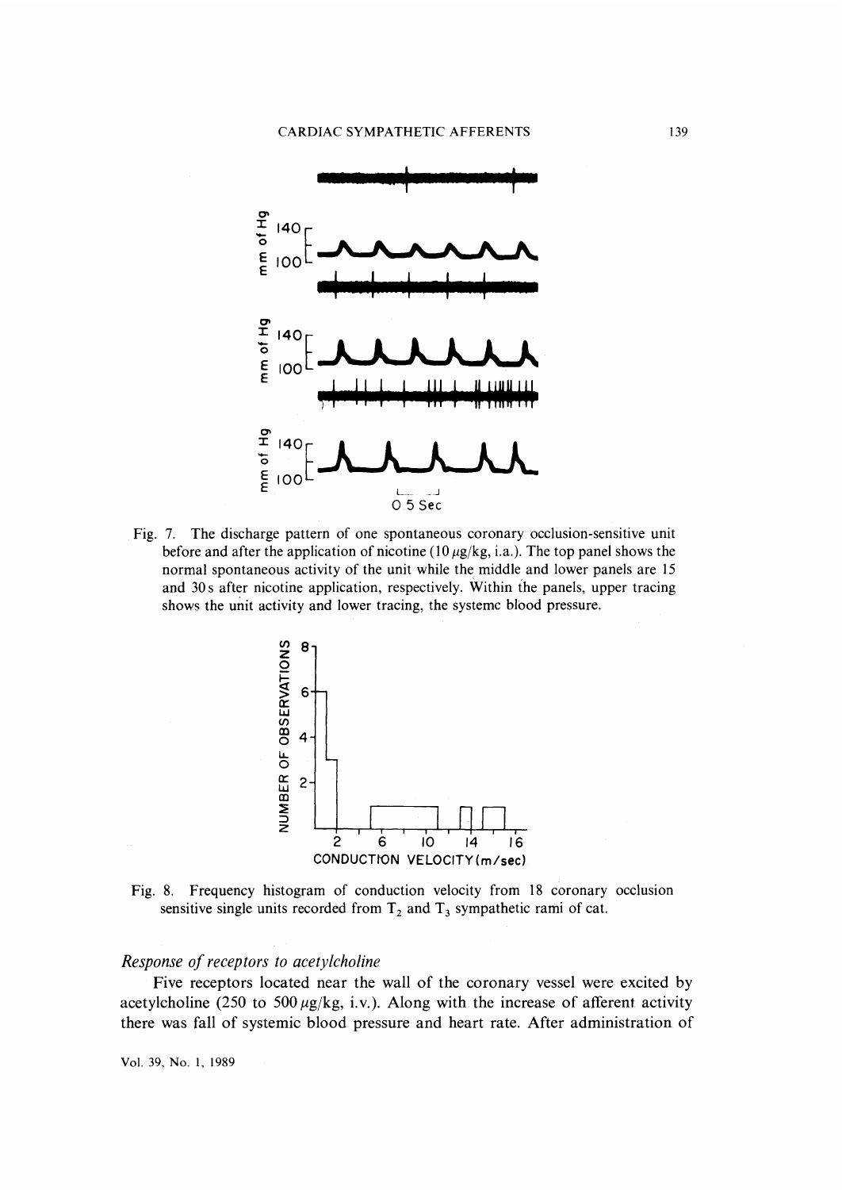Fig. 7. The discharge pattern of one spontaneous coronary occlusion-sensitive unit before and after the application of nicotine (10 $\mu$g/kg, i.a.). The top panel shows the normal spontaneous activity of the unit while the middle and lower panels are 15 and 30 s after nicotine application, respectively. Within the panels, upper tracing shows the unit activity and lower tracing, the systemc blood pressure.

Fig. 8. Frequency histogram of conduction velocity from 18 coronary occlusion sensitive single units recorded from $T_2$ and $T_3$ sympathetic rami of cat.

### *Response of receptors to acetylcholine*

Five receptors located near the wall of the coronary vessel were excited by acetylcholine (250 to 500 $\mu$g/kg, i.v.). Along with the increase of afferent activity there was fall of systemic blood pressure and heart rate. After administration of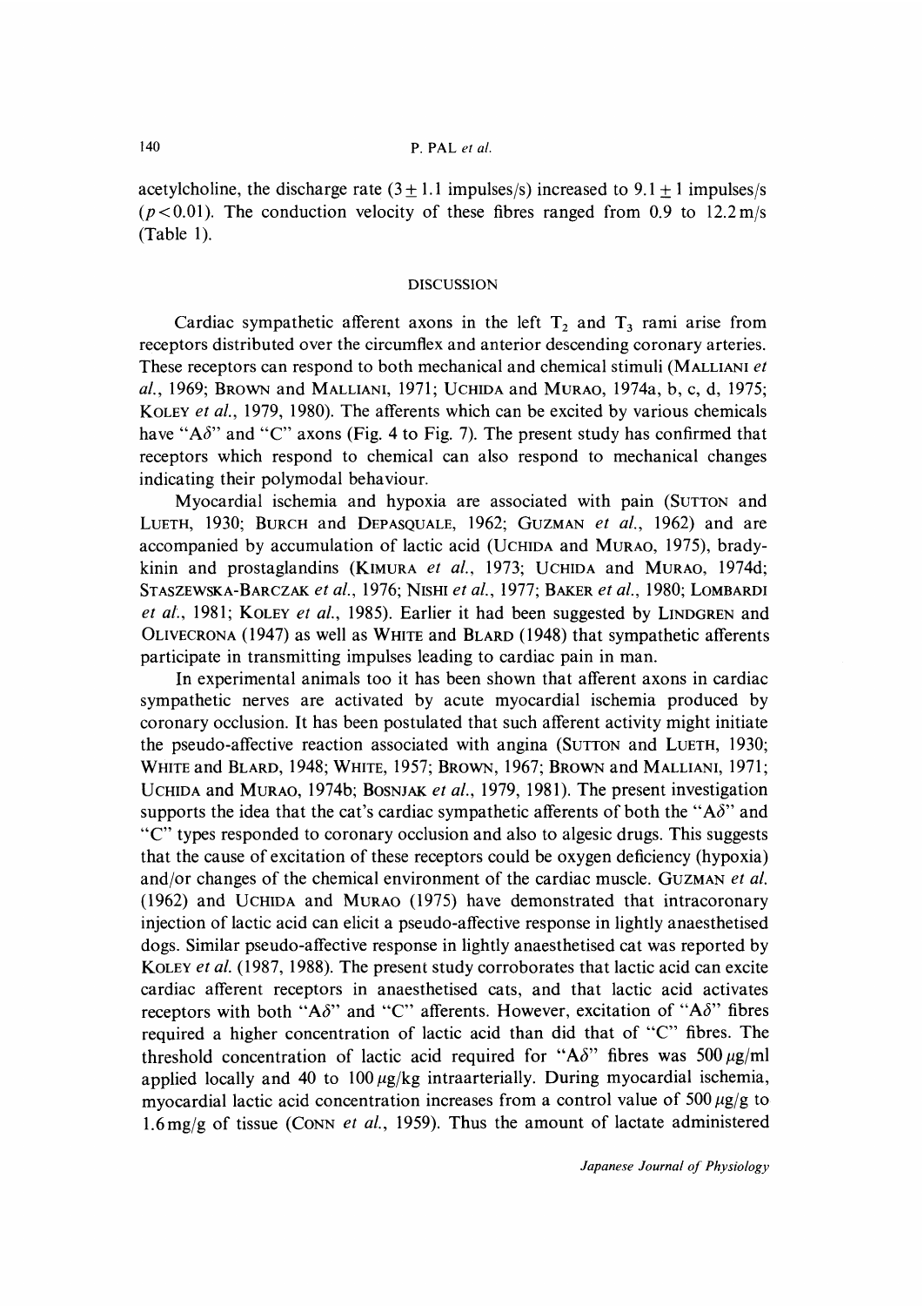acetylcholine, the discharge rate ($3 \pm 1.1$ impulses/s) increased to $9.1 \pm 1$ impulses/s ($p < 0.01$). The conduction velocity of these fibres ranged from 0.9 to 12.2 m/s (Table 1).

## DISCUSSION

Cardiac sympathetic afferent axons in the left $T_2$ and $T_3$ rami arise from receptors distributed over the circumflex and anterior descending coronary arteries. These receptors can respond to both mechanical and chemical stimuli (MALLIANI *et al.*, 1969; BROWN and MALLIANI, 1971; UCHIDA and MURAO, 1974a, b, c, d, 1975; KOLEY *et al.*, 1979, 1980). The afferents which can be excited by various chemicals have "A$\delta$" and "C" axons (Fig. 4 to Fig. 7). The present study has confirmed that receptors which respond to chemical can also respond to mechanical changes indicating their polymodal behaviour.

Myocardial ischemia and hypoxia are associated with pain (SUTTON and LUETH, 1930; BURCH and DEPASQUALE, 1962; GUZMAN *et al.*, 1962) and are accompanied by accumulation of lactic acid (UCHIDA and MURAO, 1975), bradykinin and prostaglandins (KIMURA *et al.*, 1973; UCHIDA and MURAO, 1974d; STASZEWSKA-BARCZAK *et al.*, 1976; NISHI *et al.*, 1977; BAKER *et al.*, 1980; LOMBARDI *et al.*, 1981; KOLEY *et al.*, 1985). Earlier it had been suggested by LINDGREN and OLIVECRONA (1947) as well as WHITE and BLARD (1948) that sympathetic afferents participate in transmitting impulses leading to cardiac pain in man.

In experimental animals too it has been shown that afferent axons in cardiac sympathetic nerves are activated by acute myocardial ischemia produced by coronary occlusion. It has been postulated that such afferent activity might initiate the pseudo-affective reaction associated with angina (SUTTON and LUETH, 1930; WHITE and BLARD, 1948; WHITE, 1957; BROWN, 1967; BROWN and MALLIANI, 1971; UCHIDA and MURAO, 1974b; BOSNJAK *et al.*, 1979, 1981). The present investigation supports the idea that the cat's cardiac sympathetic afferents of both the "A$\delta$" and "C" types responded to coronary occlusion and also to algesic drugs. This suggests that the cause of excitation of these receptors could be oxygen deficiency (hypoxia) and/or changes of the chemical environment of the cardiac muscle. GUZMAN *et al.* (1962) and UCHIDA and MURAO (1975) have demonstrated that intracoronary injection of lactic acid can elicit a pseudo-affective response in lightly anaesthetised dogs. Similar pseudo-affective response in lightly anaesthetised cat was reported by KOLEY *et al.* (1987, 1988). The present study corroborates that lactic acid can excite cardiac afferent receptors in anaesthetised cats, and that lactic acid activates receptors with both "A$\delta$" and "C" afferents. However, excitation of "A$\delta$" fibres required a higher concentration of lactic acid than did that of "C" fibres. The threshold concentration of lactic acid required for "A$\delta$" fibres was 500 $\mu$g/ml applied locally and 40 to 100 $\mu$g/kg intraarterially. During myocardial ischemia, myocardial lactic acid concentration increases from a control value of 500 $\mu$g/g to 1.6 mg/g of tissue (CONN *et al.*, 1959). Thus the amount of lactate administered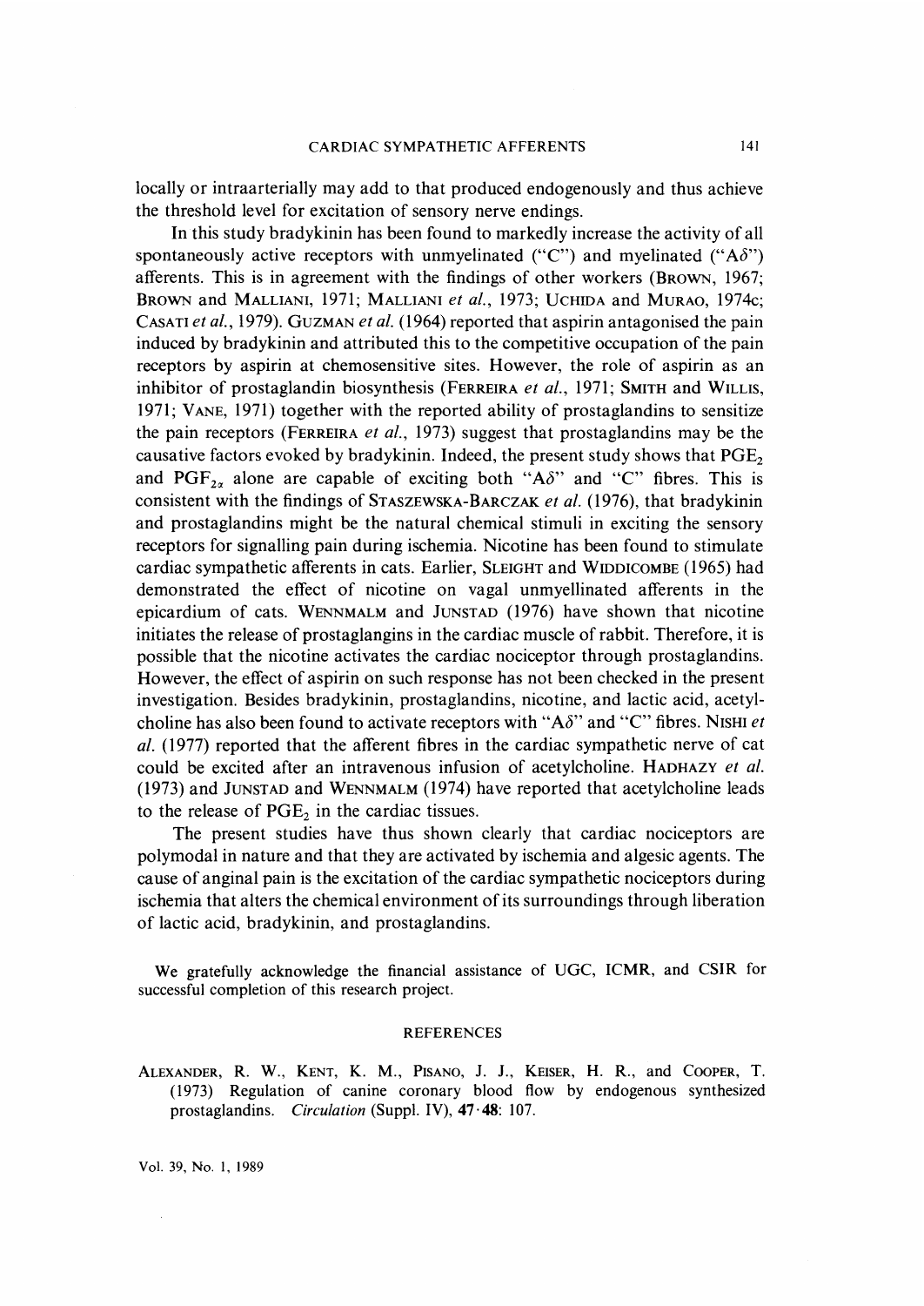locally or intraarterially may add to that produced endogenously and thus achieve the threshold level for excitation of sensory nerve endings.

In this study bradykinin has been found to markedly increase the activity of all spontaneously active receptors with unmyelinated ("C") and myelinated ("A$\delta$") afferents. This is in agreement with the findings of other workers (BROWN, 1967; BROWN and MALLIANI, 1971; MALLIANI *et al.*, 1973; UCHIDA and MURAO, 1974c; CASATI *et al.*, 1979). GUZMAN *et al.* (1964) reported that aspirin antagonised the pain induced by bradykinin and attributed this to the competitive occupation of the pain receptors by aspirin at chemosensitive sites. However, the role of aspirin as an inhibitor of prostaglandin biosynthesis (FERREIRA *et al.*, 1971; SMITH and WILLIS, 1971; VANE, 1971) together with the reported ability of prostaglandins to sensitize the pain receptors (FERREIRA *et al.*, 1973) suggest that prostaglandins may be the causative factors evoked by bradykinin. Indeed, the present study shows that $PGE_2$ and $PGF_{2\alpha}$ alone are capable of exciting both "A$\delta$" and "C" fibres. This is consistent with the findings of STASZEWSKA-BARCZAK *et al.* (1976), that bradykinin and prostaglandins might be the natural chemical stimuli in exciting the sensory receptors for signalling pain during ischemia. Nicotine has been found to stimulate cardiac sympathetic afferents in cats. Earlier, SLEIGHT and WIDDICOMBE (1965) had demonstrated the effect of nicotine on vagal unmyellinated afferents in the epicardium of cats. WENNMALM and JUNSTAD (1976) have shown that nicotine initiates the release of prostaglangins in the cardiac muscle of rabbit. Therefore, it is possible that the nicotine activates the cardiac nociceptor through prostaglandins. However, the effect of aspirin on such response has not been checked in the present investigation. Besides bradykinin, prostaglandins, nicotine, and lactic acid, acetylcholine has also been found to activate receptors with "A$\delta$" and "C" fibres. NISHI *et al.* (1977) reported that the afferent fibres in the cardiac sympathetic nerve of cat could be excited after an intravenous infusion of acetylcholine. HADHAZY *et al.* (1973) and JUNSTAD and WENNMALM (1974) have reported that acetylcholine leads to the release of $PGE_2$ in the cardiac tissues.

The present studies have thus shown clearly that cardiac nociceptors are polymodal in nature and that they are activated by ischemia and algesic agents. The cause of anginal pain is the excitation of the cardiac sympathetic nociceptors during ischemia that alters the chemical environment of its surroundings through liberation of lactic acid, bradykinin, and prostaglandins.

We gratefully acknowledge the financial assistance of UGC, ICMR, and CSIR for successful completion of this research project.

## REFERENCES

ALEXANDER, R. W., KENT, K. M., PISANO, J. J., KEISER, H. R., and COOPER, T. (1973) Regulation of canine coronary blood flow by endogenous synthesized prostaglandins. *Circulation* (Suppl. IV), **47·48**: 107.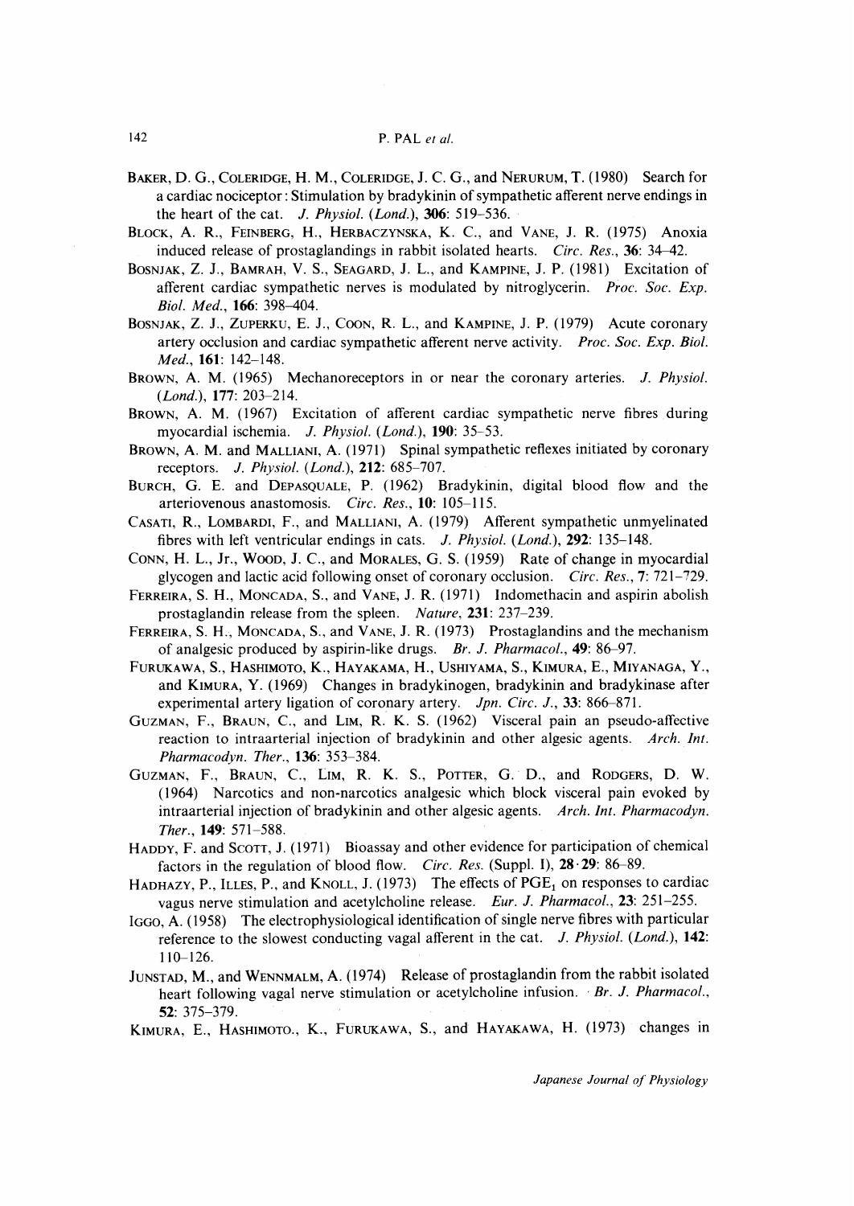Baker, D. G., Coleridge, H. M., Coleridge, J. C. G., and Nerurum, T. (1980) Search for a cardiac nociceptor: Stimulation by bradykinin of sympathetic afferent nerve endings in the heart of the cat. *J. Physiol. (Lond.)*, **306**: 519–536.

Block, A. R., Feinberg, H., Herbaczynska, K. C., and Vane, J. R. (1975) Anoxia induced release of prostaglandings in rabbit isolated hearts. *Circ. Res.*, **36**: 34–42.

Bosnjak, Z. J., Bamrah, V. S., Seagard, J. L., and Kampine, J. P. (1981) Excitation of afferent cardiac sympathetic nerves is modulated by nitroglycerin. *Proc. Soc. Exp. Biol. Med.*, **166**: 398–404.

Bosnjak, Z. J., Zuperku, E. J., Coon, R. L., and Kampine, J. P. (1979) Acute coronary artery occlusion and cardiac sympathetic afferent nerve activity. *Proc. Soc. Exp. Biol. Med.*, **161**: 142–148.

Brown, A. M. (1965) Mechanoreceptors in or near the coronary arteries. *J. Physiol. (Lond.)*, **177**: 203–214.

Brown, A. M. (1967) Excitation of afferent cardiac sympathetic nerve fibres during myocardial ischemia. *J. Physiol. (Lond.)*, **190**: 35–53.

Brown, A. M. and Malliani, A. (1971) Spinal sympathetic reflexes initiated by coronary receptors. *J. Physiol. (Lond.)*, **212**: 685–707.

Burch, G. E. and Depasquale, P. (1962) Bradykinin, digital blood flow and the arteriovenous anastomosis. *Circ. Res.*, **10**: 105–115.

Casati, R., Lombardi, F., and Malliani, A. (1979) Afferent sympathetic unmyelinated fibres with left ventricular endings in cats. *J. Physiol. (Lond.)*, **292**: 135–148.

Conn, H. L., Jr., Wood, J. C., and Morales, G. S. (1959) Rate of change in myocardial glycogen and lactic acid following onset of coronary occlusion. *Circ. Res.*, **7**: 721–729.

Ferreira, S. H., Moncada, S., and Vane, J. R. (1971) Indomethacin and aspirin abolish prostaglandin release from the spleen. *Nature*, **231**: 237–239.

Ferreira, S. H., Moncada, S., and Vane, J. R. (1973) Prostaglandins and the mechanism of analgesic produced by aspirin-like drugs. *Br. J. Pharmacol.*, **49**: 86–97.

Furukawa, S., Hashimoto, K., Hayakama, H., Ushiyama, S., Kimura, E., Miyanaga, Y., and Kimura, Y. (1969) Changes in bradykinogen, bradykinin and bradykinase after experimental artery ligation of coronary artery. *Jpn. Circ. J.*, **33**: 866–871.

Guzman, F., Braun, C., and Lim, R. K. S. (1962) Visceral pain an pseudo-affective reaction to intraarterial injection of bradykinin and other algesic agents. *Arch. Int. Pharmacodyn. Ther.*, **136**: 353–384.

Guzman, F., Braun, C., Lim, R. K. S., Potter, G. D., and Rodgers, D. W. (1964) Narcotics and non-narcotics analgesic which block visceral pain evoked by intraarterial injection of bradykinin and other algesic agents. *Arch. Int. Pharmacodyn. Ther.*, **149**: 571–588.

Haddy, F. and Scott, J. (1971) Bioassay and other evidence for participation of chemical factors in the regulation of blood flow. *Circ. Res.* (Suppl. I), **28·29**: 86–89.

Hadhazy, P., Illes, P., and Knoll, J. (1973) The effects of $PGE_1$ on responses to cardiac vagus nerve stimulation and acetylcholine release. *Eur. J. Pharmacol.*, **23**: 251–255.

Iggo, A. (1958) The electrophysiological identification of single nerve fibres with particular reference to the slowest conducting vagal afferent in the cat. *J. Physiol. (Lond.)*, **142**: 110–126.

Junstad, M., and Wennmalm, A. (1974) Release of prostaglandin from the rabbit isolated heart following vagal nerve stimulation or acetylcholine infusion. *Br. J. Pharmacol.*, **52**: 375–379.

Kimura, E., Hashimoto., K., Furukawa, S., and Hayakawa, H. (1973) changes in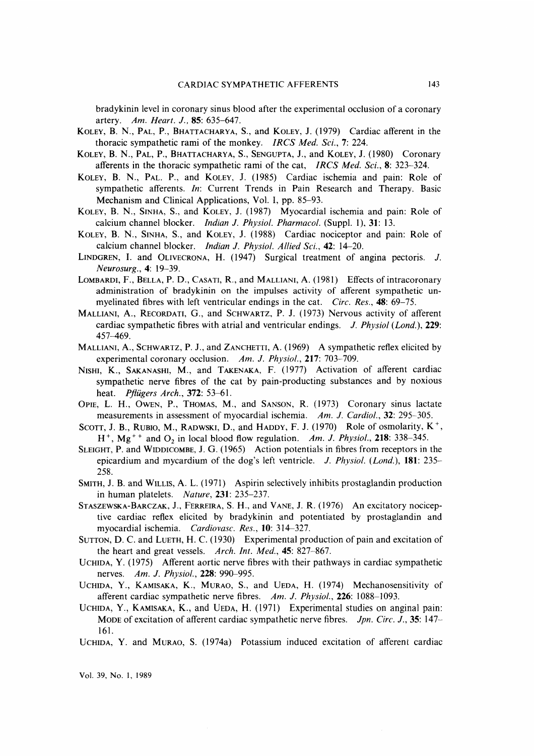bradykinin level in coronary sinus blood after the experimental occlusion of a coronary artery. *Am. Heart. J.*, **85**: 635–647.

Koley, B. N., Pal, P., Bhattacharya, S., and Koley, J. (1979) Cardiac afferent in the thoracic sympathetic rami of the monkey. *IRCS Med. Sci.*, **7**: 224.

Koley, B. N., Pal, P., Bhattacharya, S., Sengupta, J., and Koley, J. (1980) Coronary afferents in the thoracic sympathetic rami of the cat, *IRCS Med. Sci.*, **8**: 323–324.

Koley, B. N., Pal. P., and Koley, J. (1985) Cardiac ischemia and pain: Role of sympathetic afferents. *In*: Current Trends in Pain Research and Therapy. Basic Mechanism and Clinical Applications, Vol. I, pp. 85–93.

Koley, B. N., Sinha, S., and Koley, J. (1987) Myocardial ischemia and pain: Role of calcium channel blocker. *Indian J. Physiol. Pharmacol.* (Suppl. 1), **31**: 13.

Koley, B. N., Sinha, S., and Koley, J. (1988) Cardiac nociceptor and pain: Role of calcium channel blocker. *Indian J. Physiol. Allied Sci.*, **42**: 14–20.

Lindgren, I. and Olivecrona, H. (1947) Surgical treatment of angina pectoris. *J. Neurosurg.*, **4**: 19–39.

Lombardi, F., Bella, P. D., Casati, R., and Malliani, A. (1981) Effects of intracoronary administration of bradykinin on the impulses activity of afferent sympathetic unmyelinated fibres with left ventricular endings in the cat. *Circ. Res.*, **48**: 69–75.

Malliani, A., Recordati, G., and Schwartz, P. J. (1973) Nervous activity of afferent cardiac sympathetic fibres with atrial and ventricular endings. *J. Physiol (Lond.)*, **229**: 457–469.

Malliani, A., Schwartz, P. J., and Zanchetti, A. (1969) A sympathetic reflex elicited by experimental coronary occlusion. *Am. J. Physiol.*, **217**: 703–709.

Nishi, K., Sakanashi, M., and Takenaka, F. (1977) Activation of afferent cardiac sympathetic nerve fibres of the cat by pain-producting substances and by noxious heat. *Pflügers Arch.*, **372**: 53–61.

Opie, L. H., Owen, P., Thomas, M., and Sanson, R. (1973) Coronary sinus lactate measurements in assessment of myocardial ischemia. *Am. J. Cardiol.*, **32**: 295–305.

Scott, J. B., Rubio, M., Radwski, D., and Haddy, F. J. (1970) Role of osmolarity, $K^+$, $H^+$, $Mg^{++}$ and $O_2$ in local blood flow regulation. *Am. J. Physiol.*, **218**: 338–345.

Sleight, P. and Widdicombe, J. G. (1965) Action potentials in fibres from receptors in the epicardium and mycardium of the dog's left ventricle. *J. Physiol. (Lond.)*, **181**: 235–258.

Smith, J. B. and Willis, A. L. (1971) Aspirin selectively inhibits prostaglandin production in human platelets. *Nature*, **231**: 235–237.

Staszewska-Barczak, J., Ferreira, S. H., and Vane, J. R. (1976) An excitatory nociceptive cardiac reflex elicited by bradykinin and potentiated by prostaglandin and myocardial ischemia. *Cardiovasc. Res.*, **10**: 314–327.

Sutton, D. C. and Lueth, H. C. (1930) Experimental production of pain and excitation of the heart and great vessels. *Arch. Int. Med.*, **45**: 827–867.

Uchida, Y. (1975) Afferent aortic nerve fibres with their pathways in cardiac sympathetic nerves. *Am. J. Physiol.*, **228**: 990–995.

Uchida, Y., Kamisaka, K., Murao, S., and Ueda, H. (1974) Mechanosensitivity of afferent cardiac sympathetic nerve fibres. *Am. J. Physiol.*, **226**: 1088–1093.

Uchida, Y., Kamisaka, K., and Ueda, H. (1971) Experimental studies on anginal pain: Mode of excitation of afferent cardiac sympathetic nerve fibres. *Jpn. Circ. J.*, **35**: 147–161.

Uchida, Y. and Murao, S. (1974a) Potassium induced excitation of afferent cardiac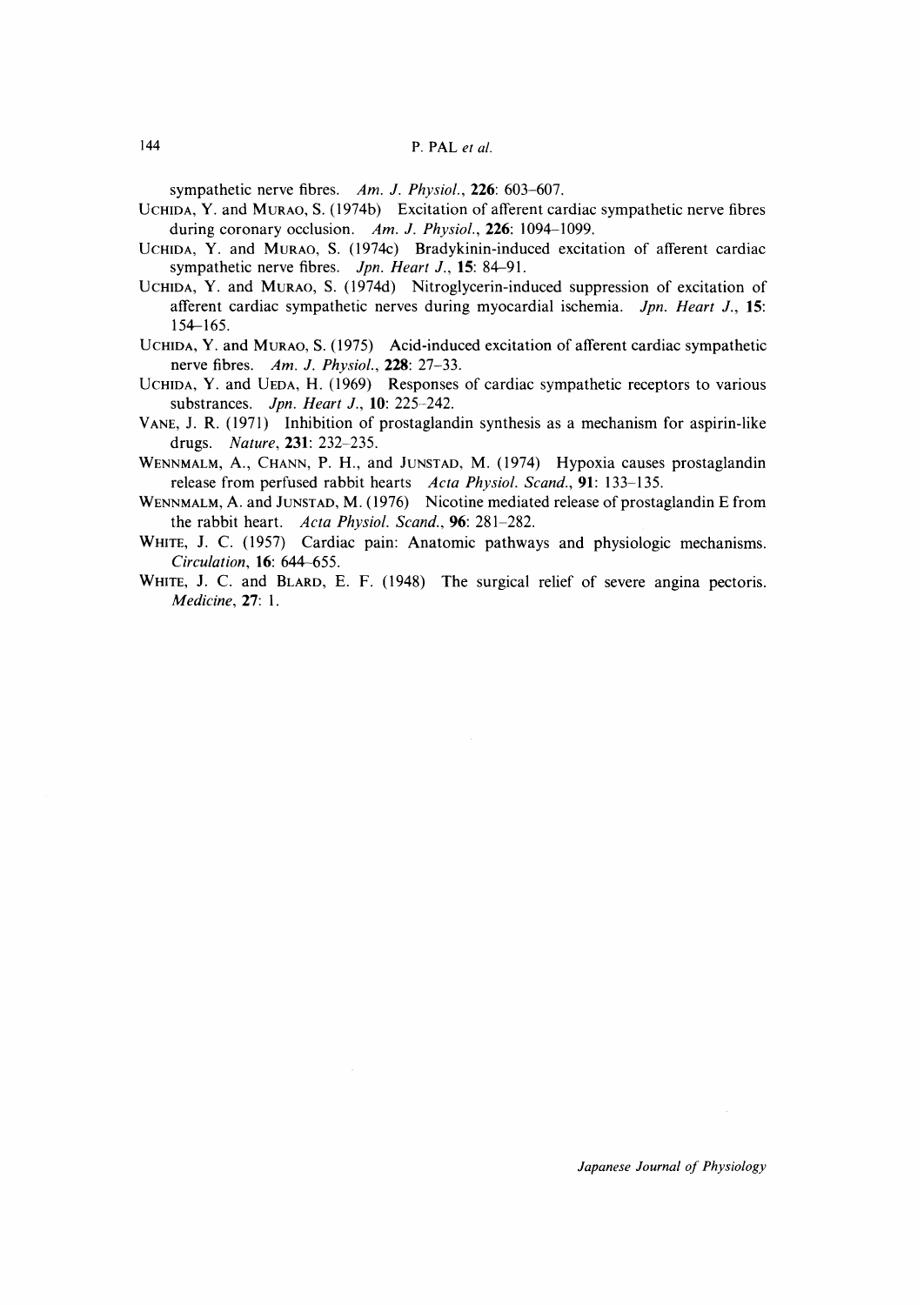sympathetic nerve fibres. *Am. J. Physiol.*, **226**: 603–607.

UCHIDA, Y. and MURAO, S. (1974b) Excitation of afferent cardiac sympathetic nerve fibres during coronary occlusion. *Am. J. Physiol.*, **226**: 1094–1099.

UCHIDA, Y. and MURAO, S. (1974c) Bradykinin-induced excitation of afferent cardiac sympathetic nerve fibres. *Jpn. Heart J.*, **15**: 84–91.

UCHIDA, Y. and MURAO, S. (1974d) Nitroglycerin-induced suppression of excitation of afferent cardiac sympathetic nerves during myocardial ischemia. *Jpn. Heart J.*, **15**: 154–165.

UCHIDA, Y. and MURAO, S. (1975) Acid-induced excitation of afferent cardiac sympathetic nerve fibres. *Am. J. Physiol.*, **228**: 27–33.

UCHIDA, Y. and UEDA, H. (1969) Responses of cardiac sympathetic receptors to various substrances. *Jpn. Heart J.*, **10**: 225–242.

VANE, J. R. (1971) Inhibition of prostaglandin synthesis as a mechanism for aspirin-like drugs. *Nature*, **231**: 232–235.

WENNMALM, A., CHANN, P. H., and JUNSTAD, M. (1974) Hypoxia causes prostaglandin release from perfused rabbit hearts *Acta Physiol. Scand.*, **91**: 133–135.

WENNMALM, A. and JUNSTAD, M. (1976) Nicotine mediated release of prostaglandin E from the rabbit heart. *Acta Physiol. Scand.*, **96**: 281–282.

WHITE, J. C. (1957) Cardiac pain: Anatomic pathways and physiologic mechanisms. *Circulation*, **16**: 644–655.

WHITE, J. C. and BLARD, E. F. (1948) The surgical relief of severe angina pectoris. *Medicine*, **27**: 1.